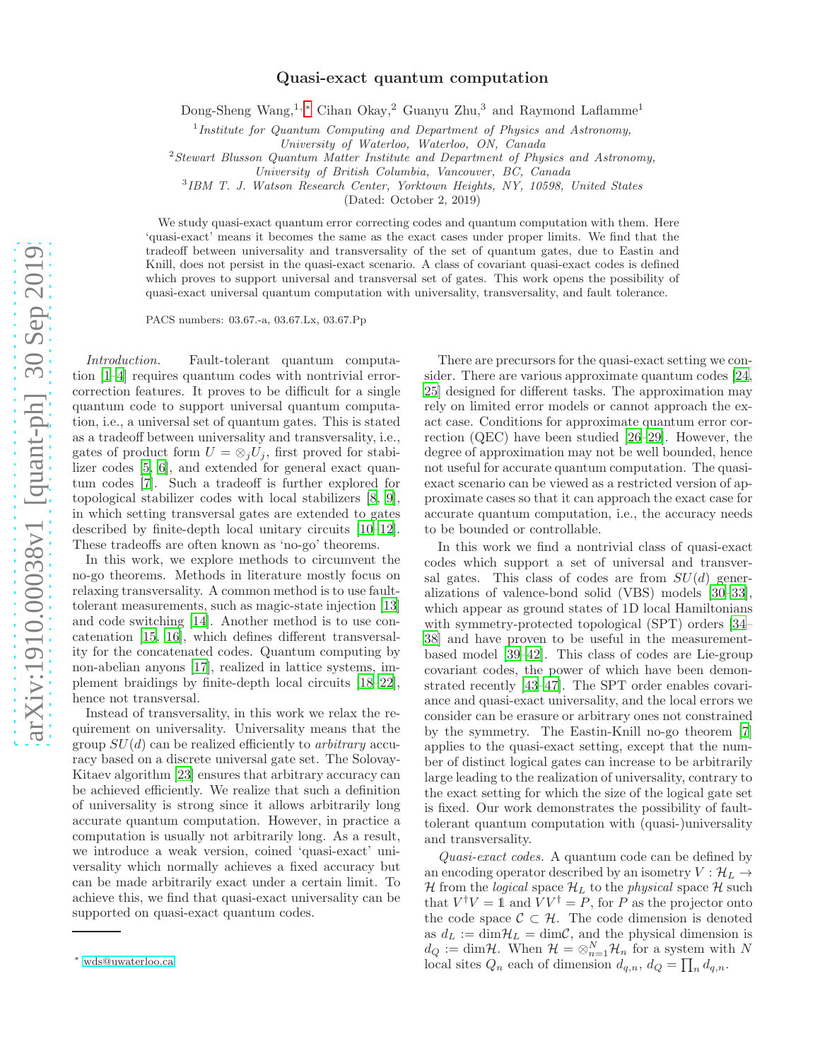# Quasi-exact quantum computation

Dong-Sheng Wang,[1,*] Cihan Okay,[2] Guanyu Zhu,[3] and Raymond Laflamme[1]

[1] *Institute for Quantum Computing and Department of Physics and Astronomy, University of Waterloo, Waterloo, ON, Canada*

[2] *Stewart Blusson Quantum Matter Institute and Department of Physics and Astronomy, University of British Columbia, Vancouver, BC, Canada*

[3] *IBM T. J. Watson Research Center, Yorktown Heights, NY, 10598, United States*

(Dated: October 2, 2019)

We study quasi-exact quantum error correcting codes and quantum computation with them. Here 'quasi-exact' means it becomes the same as the exact cases under proper limits. We find that the tradeoff between universality and transversality of the set of quantum gates, due to Eastin and Knill, does not persist in the quasi-exact scenario. A class of covariant quasi-exact codes is defined which proves to support universal and transversal set of gates. This work opens the possibility of quasi-exact universal quantum computation with universality, transversality, and fault tolerance.

PACS numbers: 03.67.-a, 03.67.Lx, 03.67.Pp

*Introduction.* Fault-tolerant quantum computation [1–4] requires quantum codes with nontrivial error-correction features. It proves to be difficult for a single quantum code to support universal quantum computation, i.e., a universal set of quantum gates. This is stated as a tradeoff between universality and transversality, i.e., gates of product form $U = \otimes_j U_j$, first proved for stabilizer codes [5, 6], and extended for general exact quantum codes [7]. Such a tradeoff is further explored for topological stabilizer codes with local stabilizers [8, 9], in which setting transversal gates are extended to gates described by finite-depth local unitary circuits [10–12]. These tradeoffs are often known as 'no-go' theorems.

In this work, we explore methods to circumvent the no-go theorems. Methods in literature mostly focus on relaxing transversality. A common method is to use fault-tolerant measurements, such as magic-state injection [13] and code switching [14]. Another method is to use concatenation [15, 16], which defines different transversality for the concatenated codes. Quantum computing by non-abelian anyons [17], realized in lattice systems, implement braidings by finite-depth local circuits [18–22], hence not transversal.

Instead of transversality, in this work we relax the requirement on universality. Universality means that the group $SU(d)$ can be realized efficiently to *arbitrary* accuracy based on a discrete universal gate set. The Solovay-Kitaev algorithm [23] ensures that arbitrary accuracy can be achieved efficiently. We realize that such a definition of universality is strong since it allows arbitrarily long accurate quantum computation. However, in practice a computation is usually not arbitrarily long. As a result, we introduce a weak version, coined 'quasi-exact' universality which normally achieves a fixed accuracy but can be made arbitrarily exact under a certain limit. To achieve this, we find that quasi-exact universality can be supported on quasi-exact quantum codes.

There are precursors for the quasi-exact setting we consider. There are various approximate quantum codes [24, 25] designed for different tasks. The approximation may rely on limited error models or cannot approach the exact case. Conditions for approximate quantum error correction (QEC) have been studied [26–29]. However, the degree of approximation may not be well bounded, hence not useful for accurate quantum computation. The quasi-exact scenario can be viewed as a restricted version of approximate cases so that it can approach the exact case for accurate quantum computation, i.e., the accuracy needs to be bounded or controllable.

In this work we find a nontrivial class of quasi-exact codes which support a set of universal and transversal gates. This class of codes are from $SU(d)$ generalizations of valence-bond solid (VBS) models [30–33], which appear as ground states of 1D local Hamiltonians with symmetry-protected topological (SPT) orders [34–38] and have proven to be useful in the measurement-based model [39–42]. This class of codes are Lie-group covariant codes, the power of which have been demonstrated recently [43–47]. The SPT order enables covariance and quasi-exact universality, and the local errors we consider can be erasure or arbitrary ones not constrained by the symmetry. The Eastin-Knill no-go theorem [7] applies to the quasi-exact setting, except that the number of distinct logical gates can increase to be arbitrarily large leading to the realization of universality, contrary to the exact setting for which the size of the logical gate set is fixed. Our work demonstrates the possibility of fault-tolerant quantum computation with (quasi-)universality and transversality.

*Quasi-exact codes.* A quantum code can be defined by an encoding operator described by an isometry $V : \mathcal{H}_L \to \mathcal{H}$ from the *logical* space $\mathcal{H}_L$ to the *physical* space $\mathcal{H}$ such that $V^\dagger V = \mathbb{1}$ and $VV^\dagger = P$, for $P$ as the projector onto the code space $\mathcal{C} \subset \mathcal{H}$. The code dimension is denoted as $d_L := \dim\mathcal{H}_L = \dim\mathcal{C}$, and the physical dimension is $d_Q := \dim\mathcal{H}$. When $\mathcal{H} = \otimes_{n=1}^N \mathcal{H}_n$ for a system with $N$ local sites $Q_n$ each of dimension $d_{q,n}$, $d_Q = \prod_n d_{q,n}$.

* wds@uwaterloo.ca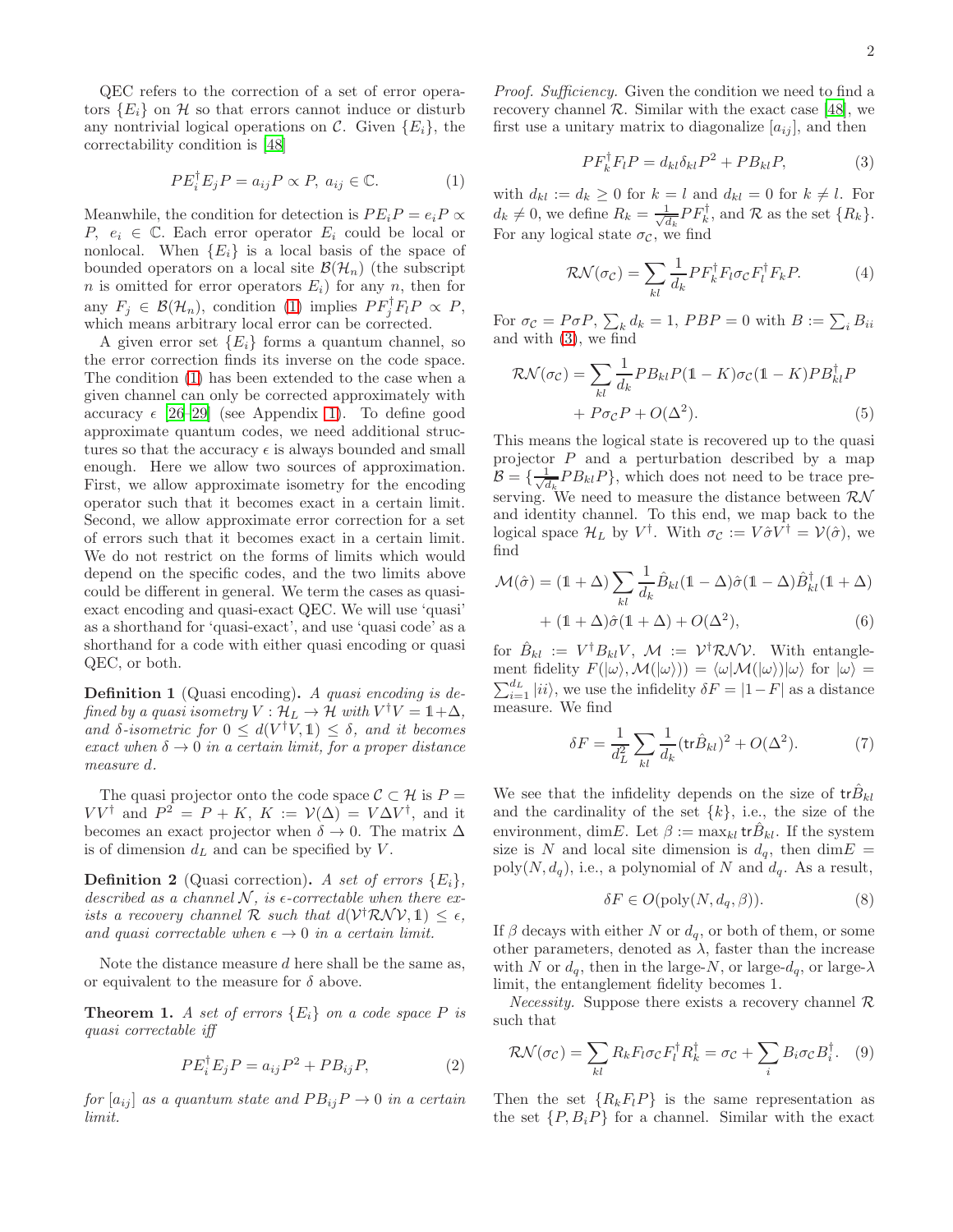QEC refers to the correction of a set of error operators $\{E_i\}$ on $\mathcal{H}$ so that errors cannot induce or disturb any nontrivial logical operations on $\mathcal{C}$. Given $\{E_i\}$, the correctability condition is [48]

$$PE_i^\dagger E_j P = a_{ij} P \propto P,\ a_{ij} \in \mathbb{C}. \tag{1}$$

Meanwhile, the condition for detection is $PE_iP = e_iP \propto P$, $e_i \in \mathbb{C}$. Each error operator $E_i$ could be local or nonlocal. When $\{E_i\}$ is a local basis of the space of bounded operators on a local site $\mathcal{B}(\mathcal{H}_n)$ (the subscript $n$ is omitted for error operators $E_i$) for any $n$, then for any $F_j \in \mathcal{B}(\mathcal{H}_n)$, condition (1) implies $PF_j^\dagger F_l P \propto P$, which means arbitrary local error can be corrected.

A given error set $\{E_i\}$ forms a quantum channel, so the error correction finds its inverse on the code space. The condition (1) has been extended to the case when a given channel can only be corrected approximately with accuracy $\epsilon$ [26–29] (see Appendix 1). To define good approximate quantum codes, we need additional structures so that the accuracy $\epsilon$ is always bounded and small enough. Here we allow two sources of approximation. First, we allow approximate isometry for the encoding operator such that it becomes exact in a certain limit. Second, we allow approximate error correction for a set of errors such that it becomes exact in a certain limit. We do not restrict on the forms of limits which would depend on the specific codes, and the two limits above could be different in general. We term the cases as quasi-exact encoding and quasi-exact QEC. We will use 'quasi' as a shorthand for 'quasi-exact', and use 'quasi code' as a shorthand for a code with either quasi encoding or quasi QEC, or both.

**Definition 1** (Quasi encoding)**.** *A quasi encoding is defined by a quasi isometry $V : \mathcal{H}_L \to \mathcal{H}$ with $V^\dagger V = \mathbb{1} + \Delta$, and $\delta$-isometric for $0 \le d(V^\dagger V, \mathbb{1}) \le \delta$, and it becomes exact when $\delta \to 0$ in a certain limit, for a proper distance measure $d$.*

The quasi projector onto the code space $\mathcal{C} \subset \mathcal{H}$ is $P = VV^\dagger$ and $P^2 = P + K$, $K := \mathcal{V}(\Delta) = V\Delta V^\dagger$, and it becomes an exact projector when $\delta \to 0$. The matrix $\Delta$ is of dimension $d_L$ and can be specified by $V$.

**Definition 2** (Quasi correction)**.** *A set of errors $\{E_i\}$, described as a channel $\mathcal{N}$, is $\epsilon$-correctable when there exists a recovery channel $\mathcal{R}$ such that $d(\mathcal{V}^\dagger\mathcal{R}\mathcal{N}\mathcal{V}, \mathbb{1}) \le \epsilon$, and quasi correctable when $\epsilon \to 0$ in a certain limit.*

Note the distance measure $d$ here shall be the same as, or equivalent to the measure for $\delta$ above.

**Theorem 1.** *A set of errors $\{E_i\}$ on a code space $P$ is quasi correctable iff*

$$PE_i^\dagger E_j P = a_{ij} P^2 + PB_{ij}P, \tag{2}$$

*for $[a_{ij}]$ as a quantum state and $PB_{ij}P \to 0$ in a certain limit.*

*Proof. Sufficiency.* Given the condition we need to find a recovery channel $\mathcal{R}$. Similar with the exact case [48], we first use a unitary matrix to diagonalize $[a_{ij}]$, and then

$$PF_k^\dagger F_l P = d_{kl}\delta_{kl}P^2 + PB_{kl}P, \tag{3}$$

with $d_{kl} := d_k \ge 0$ for $k = l$ and $d_{kl} = 0$ for $k \ne l$. For $d_k \ne 0$, we define $R_k = \frac{1}{\sqrt{d_k}} PF_k^\dagger$, and $\mathcal{R}$ as the set $\{R_k\}$. For any logical state $\sigma_\mathcal{C}$, we find

$$\mathcal{R}\mathcal{N}(\sigma_\mathcal{C}) = \sum_{kl} \frac{1}{d_k} PF_k^\dagger F_l \sigma_\mathcal{C} F_l^\dagger F_k P. \tag{4}$$

For $\sigma_\mathcal{C} = P\sigma P$, $\sum_k d_k = 1$, $PBP = 0$ with $B := \sum_i B_{ii}$ and with (3), we find

$$\begin{aligned}\mathcal{R}\mathcal{N}(\sigma_\mathcal{C}) = &\sum_{kl} \frac{1}{d_k} PB_{kl}P(\mathbb{1} - K)\sigma_\mathcal{C}(\mathbb{1} - K)PB_{kl}^\dagger P \\ &+ P\sigma_\mathcal{C}P + O(\Delta^2).\end{aligned} \tag{5}$$

This means the logical state is recovered up to the quasi projector $P$ and a perturbation described by a map $\mathcal{B} = \{\frac{1}{\sqrt{d_k}} PB_{kl}P\}$, which does not need to be trace preserving. We need to measure the distance between $\mathcal{R}\mathcal{N}$ and identity channel. To this end, we map back to the logical space $\mathcal{H}_L$ by $V^\dagger$. With $\sigma_\mathcal{C} := V\hat{\sigma}V^\dagger = \mathcal{V}(\hat{\sigma})$, we find

$$\begin{aligned}\mathcal{M}(\hat{\sigma}) = (\mathbb{1} + \Delta) &\sum_{kl} \frac{1}{d_k} \hat{B}_{kl}(\mathbb{1} - \Delta)\hat{\sigma}(\mathbb{1} - \Delta)\hat{B}_{kl}^\dagger(\mathbb{1} + \Delta) \\ &+ (\mathbb{1} + \Delta)\hat{\sigma}(\mathbb{1} + \Delta) + O(\Delta^2),\end{aligned} \tag{6}$$

for $\hat{B}_{kl} := V^\dagger B_{kl} V$, $\mathcal{M} := \mathcal{V}^\dagger\mathcal{R}\mathcal{N}\mathcal{V}$. With entanglement fidelity $F(|\omega\rangle, \mathcal{M}(|\omega\rangle)) = \langle\omega|\mathcal{M}(|\omega\rangle)|\omega\rangle$ for $|\omega\rangle = \sum_{i=1}^{d_L} |ii\rangle$, we use the infidelity $\delta F = |1 - F|$ as a distance measure. We find

$$\delta F = \frac{1}{d_L^2} \sum_{kl} \frac{1}{d_k} (\mathrm{tr}\hat{B}_{kl})^2 + O(\Delta^2). \tag{7}$$

We see that the infidelity depends on the size of $\mathrm{tr}\hat{B}_{kl}$ and the cardinality of the set $\{k\}$, i.e., the size of the environment, $\dim E$. Let $\beta := \max_{kl} \mathrm{tr}\hat{B}_{kl}$. If the system size is $N$ and local site dimension is $d_q$, then $\dim E = \mathrm{poly}(N, d_q)$, i.e., a polynomial of $N$ and $d_q$. As a result,

$$\delta F \in O(\mathrm{poly}(N, d_q, \beta)). \tag{8}$$

If $\beta$ decays with either $N$ or $d_q$, or both of them, or some other parameters, denoted as $\lambda$, faster than the increase with $N$ or $d_q$, then in the large-$N$, or large-$d_q$, or large-$\lambda$ limit, the entanglement fidelity becomes 1.

*Necessity.* Suppose there exists a recovery channel $\mathcal{R}$ such that

$$\mathcal{R}\mathcal{N}(\sigma_\mathcal{C}) = \sum_{kl} R_k F_l \sigma_\mathcal{C} F_l^\dagger R_k^\dagger = \sigma_\mathcal{C} + \sum_i B_i \sigma_\mathcal{C} B_i^\dagger. \tag{9}$$

Then the set $\{R_k F_l P\}$ is the same representation as the set $\{P, B_i P\}$ for a channel. Similar with the exact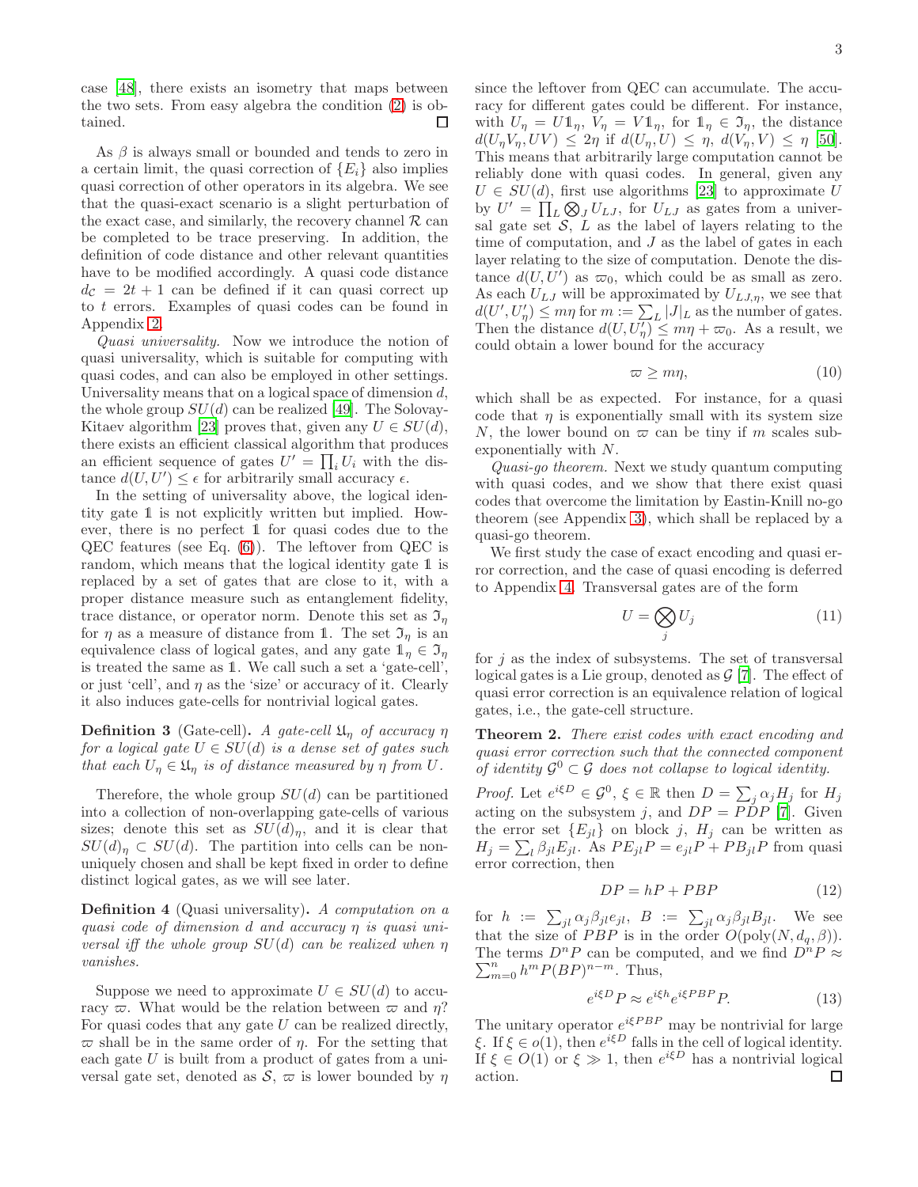case [48], there exists an isometry that maps between the two sets. From easy algebra the condition (2) is obtained. □

As $\beta$ is always small or bounded and tends to zero in a certain limit, the quasi correction of $\{E_i\}$ also implies quasi correction of other operators in its algebra. We see that the quasi-exact scenario is a slight perturbation of the exact case, and similarly, the recovery channel $\mathcal{R}$ can be completed to be trace preserving. In addition, the definition of code distance and other relevant quantities have to be modified accordingly. A quasi code distance $d_{\mathcal{C}} = 2t + 1$ can be defined if it can quasi correct up to $t$ errors. Examples of quasi codes can be found in Appendix 2.

*Quasi universality.* Now we introduce the notion of quasi universality, which is suitable for computing with quasi codes, and can also be employed in other settings. Universality means that on a logical space of dimension $d$, the whole group $SU(d)$ can be realized [49]. The Solovay-Kitaev algorithm [23] proves that, given any $U \in SU(d)$, there exists an efficient classical algorithm that produces an efficient sequence of gates $U' = \prod_i U_i$ with the distance $d(U, U') \leq \epsilon$ for arbitrarily small accuracy $\epsilon$.

In the setting of universality above, the logical identity gate $\mathbb{1}$ is not explicitly written but implied. However, there is no perfect $\mathbb{1}$ for quasi codes due to the QEC features (see Eq. (6)). The leftover from QEC is random, which means that the logical identity gate $\mathbb{1}$ is replaced by a set of gates that are close to it, with a proper distance measure such as entanglement fidelity, trace distance, or operator norm. Denote this set as $\mathfrak{I}_\eta$ for $\eta$ as a measure of distance from $\mathbb{1}$. The set $\mathfrak{I}_\eta$ is an equivalence class of logical gates, and any gate $\mathbb{1}_\eta \in \mathfrak{I}_\eta$ is treated the same as $\mathbb{1}$. We call such a set a 'gate-cell', or just 'cell', and $\eta$ as the 'size' or accuracy of it. Clearly it also induces gate-cells for nontrivial logical gates.

**Definition 3** (Gate-cell). *A gate-cell $\mathfrak{U}_\eta$ of accuracy $\eta$ for a logical gate $U \in SU(d)$ is a dense set of gates such that each $U_\eta \in \mathfrak{U}_\eta$ is of distance measured by $\eta$ from $U$.*

Therefore, the whole group $SU(d)$ can be partitioned into a collection of non-overlapping gate-cells of various sizes; denote this set as $SU(d)_\eta$, and it is clear that $SU(d)_\eta \subset SU(d)$. The partition into cells can be non-uniquely chosen and shall be kept fixed in order to define distinct logical gates, as we will see later.

**Definition 4** (Quasi universality). *A computation on a quasi code of dimension $d$ and accuracy $\eta$ is quasi universal iff the whole group $SU(d)$ can be realized when $\eta$ vanishes.*

Suppose we need to approximate $U \in SU(d)$ to accuracy $\varpi$. What would be the relation between $\varpi$ and $\eta$? For quasi codes that any gate $U$ can be realized directly, $\varpi$ shall be in the same order of $\eta$. For the setting that each gate $U$ is built from a product of gates from a universal gate set, denoted as $\mathcal{S}$, $\varpi$ is lower bounded by $\eta$ since the leftover from QEC can accumulate. The accuracy for different gates could be different. For instance, with $U_\eta = U\mathbb{1}_\eta$, $V_\eta = V\mathbb{1}_\eta$, for $\mathbb{1}_\eta \in \mathfrak{I}_\eta$, the distance $d(U_\eta V_\eta, UV) \leq 2\eta$ if $d(U_\eta, U) \leq \eta$, $d(V_\eta, V) \leq \eta$ [50]. This means that arbitrarily large computation cannot be reliably done with quasi codes. In general, given any $U \in SU(d)$, first use algorithms [23] to approximate $U$ by $U' = \prod_L \bigotimes_J U_{LJ}$, for $U_{LJ}$ as gates from a universal gate set $\mathcal{S}$, $L$ as the label of layers relating to the time of computation, and $J$ as the label of gates in each layer relating to the size of computation. Denote the distance $d(U, U')$ as $\varpi_0$, which could be as small as zero. As each $U_{LJ}$ will be approximated by $U_{LJ,\eta}$, we see that $d(U', U'_\eta) \leq m\eta$ for $m := \sum_L |J|_L$ as the number of gates. Then the distance $d(U, U'_\eta) \leq m\eta + \varpi_0$. As a result, we could obtain a lower bound for the accuracy

$$\varpi \geq m\eta, \tag{10}$$

which shall be as expected. For instance, for a quasi code that $\eta$ is exponentially small with its system size $N$, the lower bound on $\varpi$ can be tiny if $m$ scales sub-exponentially with $N$.

*Quasi-go theorem.* Next we study quantum computing with quasi codes, and we show that there exist quasi codes that overcome the limitation by Eastin-Knill no-go theorem (see Appendix 3), which shall be replaced by a quasi-go theorem.

We first study the case of exact encoding and quasi error correction, and the case of quasi encoding is deferred to Appendix 4. Transversal gates are of the form

$$U = \bigotimes_j U_j \tag{11}$$

for $j$ as the index of subsystems. The set of transversal logical gates is a Lie group, denoted as $\mathcal{G}$ [7]. The effect of quasi error correction is an equivalence relation of logical gates, i.e., the gate-cell structure.

**Theorem 2.** *There exist codes with exact encoding and quasi error correction such that the connected component of identity $\mathcal{G}^0 \subset \mathcal{G}$ does not collapse to logical identity.*

*Proof.* Let $e^{i\xi D} \in \mathcal{G}^0$, $\xi \in \mathbb{R}$ then $D = \sum_j \alpha_j H_j$ for $H_j$ acting on the subsystem $j$, and $DP = PDP$ [7]. Given the error set $\{E_{jl}\}$ on block $j$, $H_j$ can be written as $H_j = \sum_l \beta_{jl} E_{jl}$. As $PE_{jl}P = e_{jl}P + PB_{jl}P$ from quasi error correction, then

$$DP = hP + PBP \tag{12}$$

for $h := \sum_{jl} \alpha_j \beta_{jl} e_{jl}$, $B := \sum_{jl} \alpha_j \beta_{jl} B_{jl}$. We see that the size of $PBP$ is in the order $O(\text{poly}(N, d_q, \beta))$. The terms $D^n P$ can be computed, and we find $D^n P \approx \sum_{m=0}^{n} h^m P(BP)^{n-m}$. Thus,

$$e^{i\xi D} P \approx e^{i\xi h} e^{i\xi PBP} P. \tag{13}$$

The unitary operator $e^{i\xi PBP}$ may be nontrivial for large $\xi$. If $\xi \in o(1)$, then $e^{i\xi D}$ falls in the cell of logical identity. If $\xi \in O(1)$ or $\xi \gg 1$, then $e^{i\xi D}$ has a nontrivial logical action. □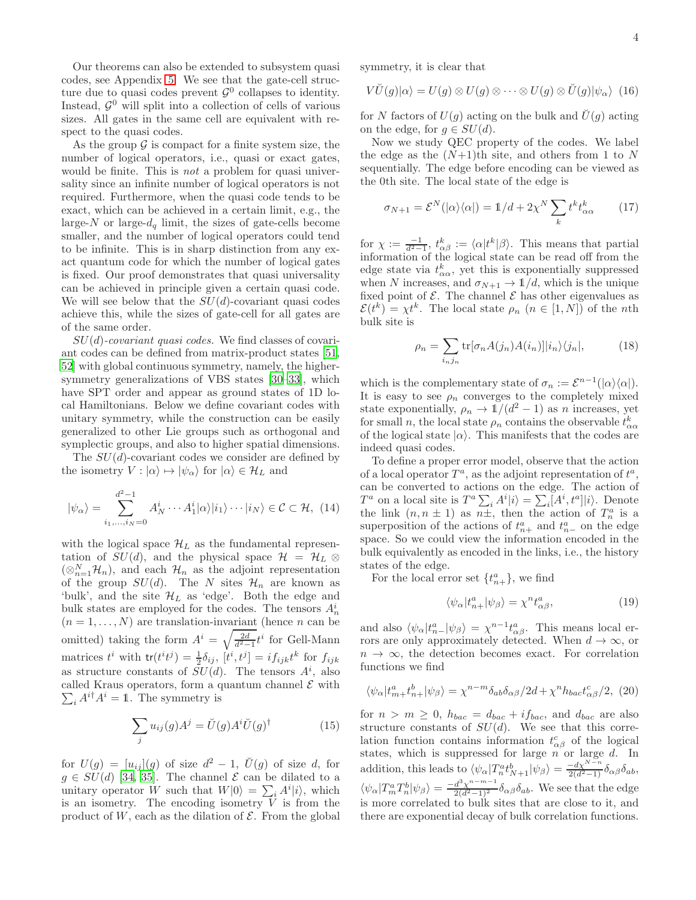Our theorems can also be extended to subsystem quasi codes, see Appendix 5. We see that the gate-cell structure due to quasi codes prevent $\mathcal{G}^0$ collapses to identity. Instead, $\mathcal{G}^0$ will split into a collection of cells of various sizes. All gates in the same cell are equivalent with respect to the quasi codes.

As the group $\mathcal{G}$ is compact for a finite system size, the number of logical operators, i.e., quasi or exact gates, would be finite. This is *not* a problem for quasi universality since an infinite number of logical operators is not required. Furthermore, when the quasi code tends to be exact, which can be achieved in a certain limit, e.g., the large-$N$ or large-$d_q$ limit, the sizes of gate-cells become smaller, and the number of logical operators could tend to be infinite. This is in sharp distinction from any exact quantum code for which the number of logical gates is fixed. Our proof demonstrates that quasi universality can be achieved in principle given a certain quasi code. We will see below that the $SU(d)$-covariant quasi codes achieve this, while the sizes of gate-cell for all gates are of the same order.

*$SU(d)$-covariant quasi codes.* We find classes of covariant codes can be defined from matrix-product states [51, 52] with global continuous symmetry, namely, the higher-symmetry generalizations of VBS states [30–33], which have SPT order and appear as ground states of 1D local Hamiltonians. Below we define covariant codes with unitary symmetry, while the construction can be easily generalized to other Lie groups such as orthogonal and symplectic groups, and also to higher spatial dimensions.

The $SU(d)$-covariant codes we consider are defined by the isometry $V : |\alpha\rangle \mapsto |\psi_\alpha\rangle$ for $|\alpha\rangle \in \mathcal{H}_L$ and

$$|\psi_\alpha\rangle = \sum_{i_1,\dots,i_N=0}^{d^2-1} A^i_N \cdots A^i_1 |\alpha\rangle |i_1\rangle \cdots |i_N\rangle \in \mathcal{C} \subset \mathcal{H}, \tag{14}$$

with the logical space $\mathcal{H}_L$ as the fundamental representation of $SU(d)$, and the physical space $\mathcal{H} = \mathcal{H}_L \otimes (\otimes_{n=1}^N \mathcal{H}_n)$, and each $\mathcal{H}_n$ as the adjoint representation of the group $SU(d)$. The $N$ sites $\mathcal{H}_n$ are known as 'bulk', and the site $\mathcal{H}_L$ as 'edge'. Both the edge and bulk states are employed for the codes. The tensors $A^i_n$ ($n = 1, \dots, N$) are translation-invariant (hence $n$ can be omitted) taking the form $A^i = \sqrt{\frac{2d}{d^2-1}} t^i$ for Gell-Mann matrices $t^i$ with $\mathsf{tr}(t^i t^j) = \frac{1}{2}\delta_{ij}$, $[t^i, t^j] = i f_{ijk} t^k$ for $f_{ijk}$ as structure constants of $SU(d)$. The tensors $A^i$, also called Kraus operators, form a quantum channel $\mathcal{E}$ with $\sum_i A^{i\dagger} A^i = \mathbb{1}$. The symmetry is

$$\sum_j u_{ij}(g) A^j = \breve{U}(g) A^i \breve{U}(g)^\dagger \tag{15}$$

for $U(g) = [u_{ij}](g)$ of size $d^2 - 1$, $\breve{U}(g)$ of size $d$, for $g \in SU(d)$ [34, 35]. The channel $\mathcal{E}$ can be dilated to a unitary operator $W$ such that $W|0\rangle = \sum_i A^i |i\rangle$, which is an isometry. The encoding isometry $V$ is from the product of $W$, each as the dilation of $\mathcal{E}$. From the global symmetry, it is clear that

$$V\breve{U}(g)|\alpha\rangle = U(g) \otimes U(g) \otimes \cdots \otimes U(g) \otimes \breve{U}(g)|\psi_\alpha\rangle \tag{16}$$

for $N$ factors of $U(g)$ acting on the bulk and $\breve{U}(g)$ acting on the edge, for $g \in SU(d)$.

Now we study QEC property of the codes. We label the edge as the $(N+1)$th site, and others from 1 to $N$ sequentially. The edge before encoding can be viewed as the 0th site. The local state of the edge is

$$\sigma_{N+1} = \mathcal{E}^N(|\alpha\rangle\langle\alpha|) = \mathbb{1}/d + 2\chi^N \sum_k t^k t^k_{\alpha\alpha} \tag{17}$$

for $\chi := \frac{-1}{d^2-1}$, $t^k_{\alpha\beta} := \langle\alpha|t^k|\beta\rangle$. This means that partial information of the logical state can be read off from the edge state via $t^k_{\alpha\alpha}$, yet this is exponentially suppressed when $N$ increases, and $\sigma_{N+1} \to \mathbb{1}/d$, which is the unique fixed point of $\mathcal{E}$. The channel $\mathcal{E}$ has other eigenvalues as $\mathcal{E}(t^k) = \chi t^k$. The local state $\rho_n$ ($n \in [1, N]$) of the $n$th bulk site is

$$\rho_n = \sum_{i_n j_n} \mathrm{tr}[\sigma_n A(j_n) A(i_n)] |i_n\rangle\langle j_n|, \tag{18}$$

which is the complementary state of $\sigma_n := \mathcal{E}^{n-1}(|\alpha\rangle\langle\alpha|)$. It is easy to see $\rho_n$ converges to the completely mixed state exponentially, $\rho_n \to \mathbb{1}/(d^2-1)$ as $n$ increases, yet for small $n$, the local state $\rho_n$ contains the observable $t^k_{\alpha\alpha}$ of the logical state $|\alpha\rangle$. This manifests that the codes are indeed quasi codes.

To define a proper error model, observe that the action of a local operator $T^a$, as the adjoint representation of $t^a$, can be converted to actions on the edge. The action of $T^a$ on a local site is $T^a \sum_i A^i |i\rangle = \sum_i [A^i, t^a] |i\rangle$. Denote the link $(n, n \pm 1)$ as $n\pm$, then the action of $T^a_n$ is a superposition of the actions of $t^a_{n+}$ and $t^a_{n-}$ on the edge space. So we could view the information encoded in the bulk equivalently as encoded in the links, i.e., the history states of the edge.

For the local error set $\{t^a_{n+}\}$, we find

$$\langle\psi_\alpha|t^a_{n+}|\psi_\beta\rangle = \chi^n t^a_{\alpha\beta}, \tag{19}$$

and also $\langle\psi_\alpha|t^a_{n-}|\psi_\beta\rangle = \chi^{n-1} t^a_{\alpha\beta}$. This means local errors are only approximately detected. When $d \to \infty$, or $n \to \infty$, the detection becomes exact. For correlation functions we find

$$\langle\psi_\alpha|t^a_{m+} t^b_{n+}|\psi_\beta\rangle = \chi^{n-m} \delta_{ab} \delta_{\alpha\beta}/2d + \chi^n h_{bac} t^c_{\alpha\beta}/2, \tag{20}$$

for $n > m \geq 0$, $h_{bac} = d_{bac} + i f_{bac}$, and $d_{bac}$ are also structure constants of $SU(d)$. We see that this correlation function contains information $t^c_{\alpha\beta}$ of the logical states, which is suppressed for large $n$ or large $d$. In addition, this leads to $\langle\psi_\alpha|T^a_n t^b_{N+1}|\psi_\beta\rangle = \frac{-d\chi^{N-n}}{2(d^2-1)} \delta_{\alpha\beta} \delta_{ab}$, $\langle\psi_\alpha|T^a_m T^b_n|\psi_\beta\rangle = \frac{-d^3 \chi^{n-m-1}}{2(d^2-1)^2} \delta_{\alpha\beta} \delta_{ab}$. We see that the edge is more correlated to bulk sites that are close to it, and there are exponential decay of bulk correlation functions.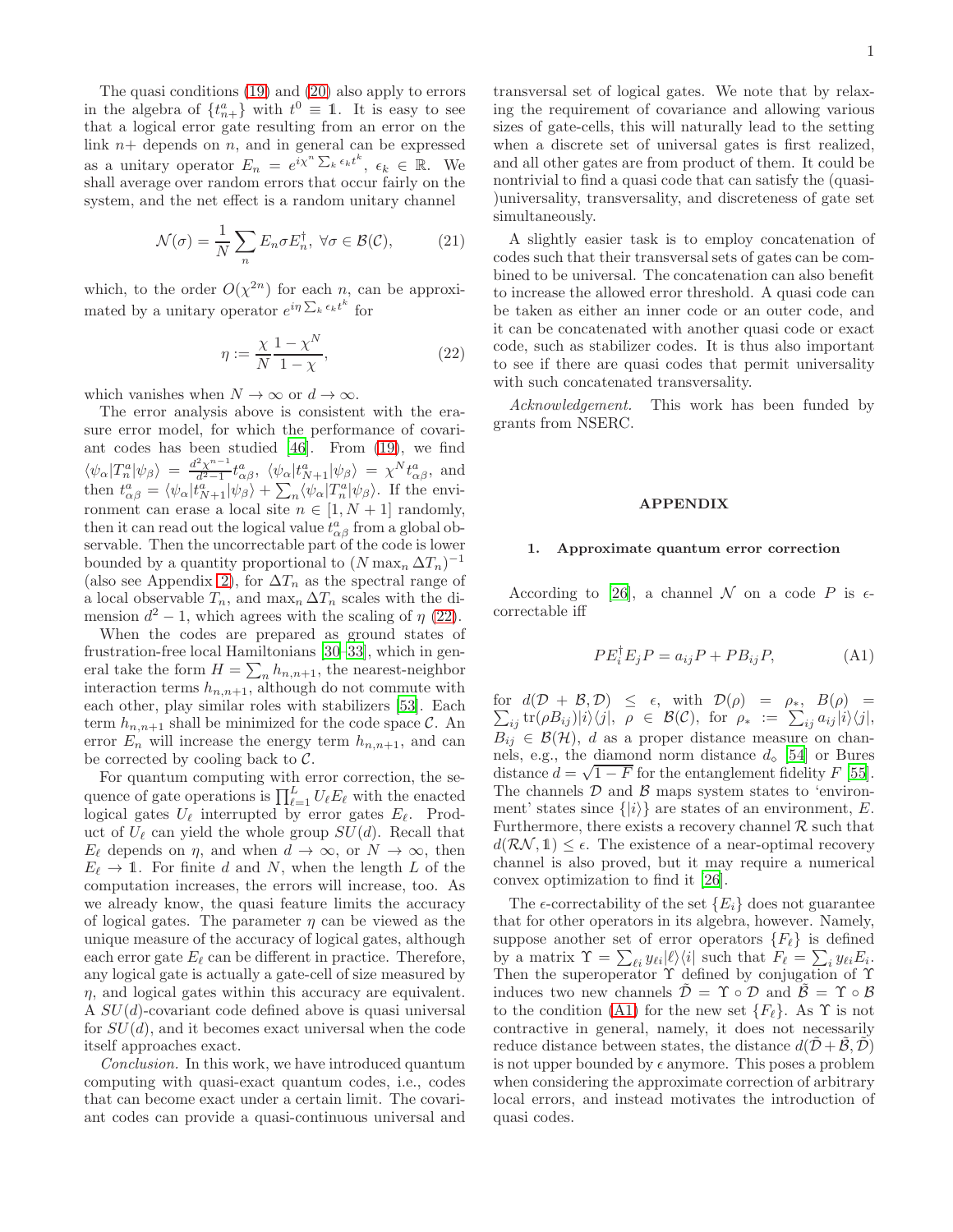The quasi conditions (19) and (20) also apply to errors in the algebra of $\{t^a_{n+}\}$ with $t^0 \equiv \mathbb{1}$. It is easy to see that a logical error gate resulting from an error on the link $n+$ depends on $n$, and in general can be expressed as a unitary operator $E_n = e^{i\chi^n \sum_k \epsilon_k t^k}$, $\epsilon_k \in \mathbb{R}$. We shall average over random errors that occur fairly on the system, and the net effect is a random unitary channel

$$\mathcal{N}(\sigma) = \frac{1}{N} \sum_n E_n \sigma E_n^\dagger, \ \forall \sigma \in \mathcal{B}(\mathcal{C}), \tag{21}$$

which, to the order $O(\chi^{2n})$ for each $n$, can be approximated by a unitary operator $e^{i\eta \sum_k \epsilon_k t^k}$ for

$$\eta := \frac{\chi}{N} \frac{1-\chi^N}{1-\chi}, \tag{22}$$

which vanishes when $N \to \infty$ or $d \to \infty$.

The error analysis above is consistent with the erasure error model, for which the performance of covariant codes has been studied [46]. From (19), we find $\langle \psi_\alpha | T^a_n | \psi_\beta \rangle = \frac{d^2 \chi^{n-1}}{d^2-1} t^a_{\alpha\beta}$, $\langle \psi_\alpha | t^a_{N+1} | \psi_\beta \rangle = \chi^N t^a_{\alpha\beta}$, and then $t^a_{\alpha\beta} = \langle \psi_\alpha | t^a_{N+1} | \psi_\beta \rangle + \sum_n \langle \psi_\alpha | T^a_n | \psi_\beta \rangle$. If the environment can erase a local site $n \in [1, N+1]$ randomly, then it can read out the logical value $t^a_{\alpha\beta}$ from a global observable. Then the uncorrectable part of the code is lower bounded by a quantity proportional to $(N \max_n \Delta T_n)^{-1}$ (also see Appendix 2), for $\Delta T_n$ as the spectral range of a local observable $T_n$, and $\max_n \Delta T_n$ scales with the dimension $d^2 - 1$, which agrees with the scaling of $\eta$ (22).

When the codes are prepared as ground states of frustration-free local Hamiltonians [30–33], which in general take the form $H = \sum_n h_{n,n+1}$, the nearest-neighbor interaction terms $h_{n,n+1}$, although do not commute with each other, play similar roles with stabilizers [53]. Each term $h_{n,n+1}$ shall be minimized for the code space $\mathcal{C}$. An error $E_n$ will increase the energy term $h_{n,n+1}$, and can be corrected by cooling back to $\mathcal{C}$.

For quantum computing with error correction, the sequence of gate operations is $\prod_{\ell=1}^L U_\ell E_\ell$ with the enacted logical gates $U_\ell$ interrupted by error gates $E_\ell$. Product of $U_\ell$ can yield the whole group $SU(d)$. Recall that $E_\ell$ depends on $\eta$, and when $d \to \infty$, or $N \to \infty$, then $E_\ell \to \mathbb{1}$. For finite $d$ and $N$, when the length $L$ of the computation increases, the errors will increase, too. As we already know, the quasi feature limits the accuracy of logical gates. The parameter $\eta$ can be viewed as the unique measure of the accuracy of logical gates, although each error gate $E_\ell$ can be different in practice. Therefore, any logical gate is actually a gate-cell of size measured by $\eta$, and logical gates within this accuracy are equivalent. A $SU(d)$-covariant code defined above is quasi universal for $SU(d)$, and it becomes exact universal when the code itself approaches exact.

*Conclusion.* In this work, we have introduced quantum computing with quasi-exact quantum codes, i.e., codes that can become exact under a certain limit. The covariant codes can provide a quasi-continuous universal and transversal set of logical gates. We note that by relaxing the requirement of covariance and allowing various sizes of gate-cells, this will naturally lead to the setting when a discrete set of universal gates is first realized, and all other gates are from product of them. It could be nontrivial to find a quasi code that can satisfy the (quasi-)universality, transversality, and discreteness of gate set simultaneously.

A slightly easier task is to employ concatenation of codes such that their transversal sets of gates can be combined to be universal. The concatenation can also benefit to increase the allowed error threshold. A quasi code can be taken as either an inner code or an outer code, and it can be concatenated with another quasi code or exact code, such as stabilizer codes. It is thus also important to see if there are quasi codes that permit universality with such concatenated transversality.

*Acknowledgement.* This work has been funded by grants from NSERC.

## APPENDIX

### 1. Approximate quantum error correction

According to [26], a channel $\mathcal{N}$ on a code $P$ is $\epsilon$-correctable iff

$$P E_i^\dagger E_j P = a_{ij} P + P B_{ij} P, \tag{A1}$$

for $d(\mathcal{D} + \mathcal{B}, \mathcal{D}) \leq \epsilon$, with $\mathcal{D}(\rho) = \rho_*$, $B(\rho) = \sum_{ij} \text{tr}(\rho B_{ij}) |i\rangle\langle j|$, $\rho \in \mathcal{B}(\mathcal{C})$, for $\rho_* := \sum_{ij} a_{ij} |i\rangle\langle j|$, $B_{ij} \in \mathcal{B}(\mathcal{H})$, $d$ as a proper distance measure on channels, e.g., the diamond norm distance $d_\diamond$ [54] or Bures distance $d = \sqrt{1-F}$ for the entanglement fidelity $F$ [55]. The channels $\mathcal{D}$ and $\mathcal{B}$ maps system states to 'environment' states since $\{|i\rangle\}$ are states of an environment, $E$. Furthermore, there exists a recovery channel $\mathcal{R}$ such that $d(\mathcal{RN}, \mathbb{1}) \leq \epsilon$. The existence of a near-optimal recovery channel is also proved, but it may require a numerical convex optimization to find it [26].

The $\epsilon$-correctability of the set $\{E_i\}$ does not guarantee that for other operators in its algebra, however. Namely, suppose another set of error operators $\{F_\ell\}$ is defined by a matrix $\Upsilon = \sum_{\ell i} y_{\ell i} |\ell\rangle\langle i|$ such that $F_\ell = \sum_i y_{\ell i} E_i$. Then the superoperator $\Upsilon$ defined by conjugation of $\Upsilon$ induces two new channels $\tilde{\mathcal{D}} = \Upsilon \circ \mathcal{D}$ and $\tilde{\mathcal{B}} = \Upsilon \circ \mathcal{B}$ to the condition (A1) for the new set $\{F_\ell\}$. As $\Upsilon$ is not contractive in general, namely, it does not necessarily reduce distance between states, the distance $d(\tilde{\mathcal{D}} + \tilde{\mathcal{B}}, \tilde{\mathcal{D}})$ is not upper bounded by $\epsilon$ anymore. This poses a problem when considering the approximate correction of arbitrary local errors, and instead motivates the introduction of quasi codes.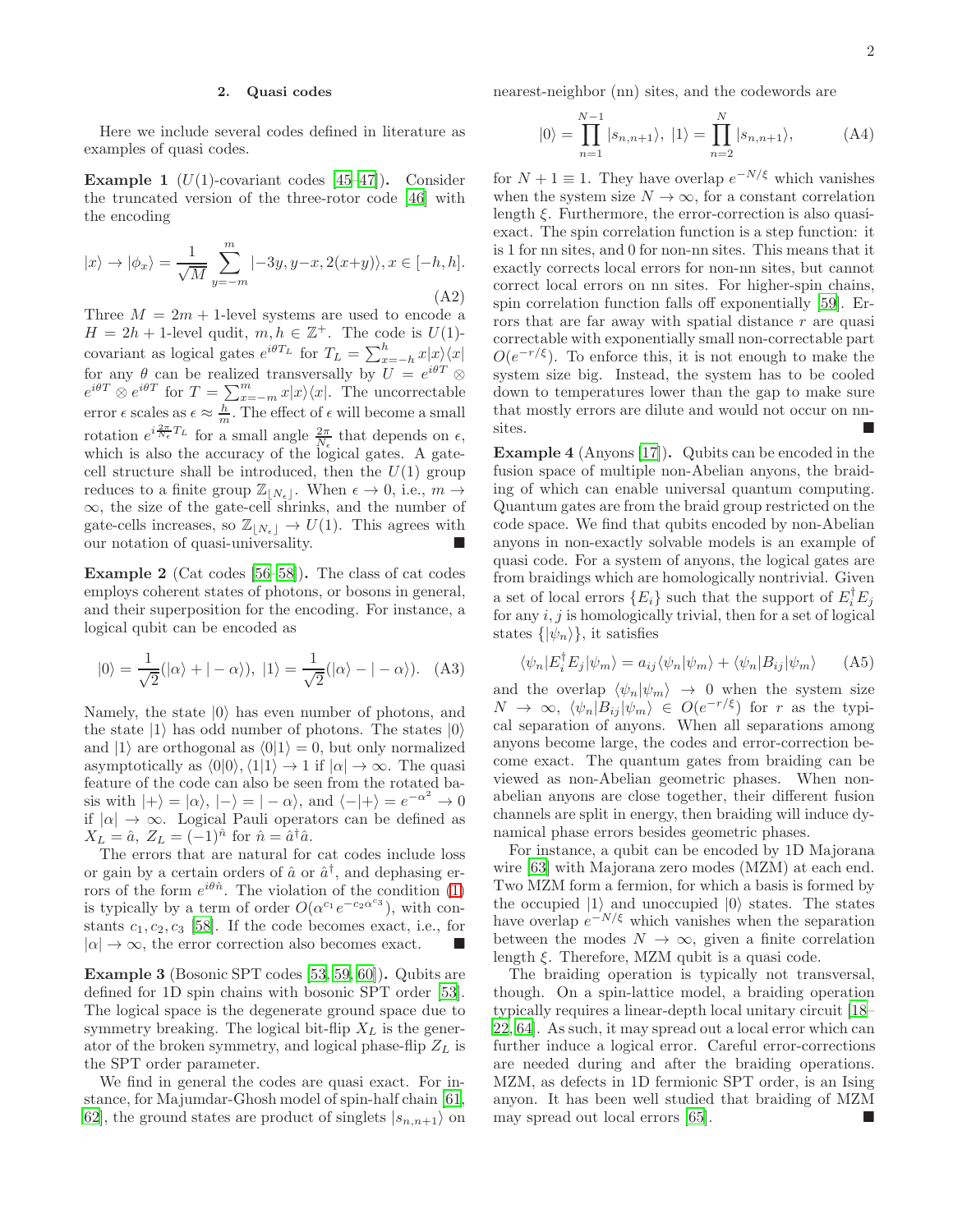## 2. Quasi codes

Here we include several codes defined in literature as examples of quasi codes.

**Example 1** ($U(1)$-covariant codes [45–47]). Consider the truncated version of the three-rotor code [46] with the encoding

$$|x\rangle \to |\phi_x\rangle = \frac{1}{\sqrt{M}} \sum_{y=-m}^{m} |-3y, y-x, 2(x+y)\rangle, x \in [-h, h]. \tag{A2}$$

Three $M = 2m+1$-level systems are used to encode a $H = 2h+1$-level qudit, $m, h \in \mathbb{Z}^+$. The code is $U(1)$-covariant as logical gates $e^{i\theta T_L}$ for $T_L = \sum_{x=-h}^{h} x|x\rangle\langle x|$ for any $\theta$ can be realized transversally by $U = e^{i\theta T} \otimes e^{i\theta T} \otimes e^{i\theta T}$ for $T = \sum_{x=-m}^{m} x|x\rangle\langle x|$. The uncorrectable error $\epsilon$ scales as $\epsilon \approx \frac{h}{m}$. The effect of $\epsilon$ will become a small rotation $e^{i\frac{2\pi}{N_\epsilon}T_L}$ for a small angle $\frac{2\pi}{N_\epsilon}$ that depends on $\epsilon$, which is also the accuracy of the logical gates. A gate-cell structure shall be introduced, then the $U(1)$ group reduces to a finite group $\mathbb{Z}_{\lfloor N_\epsilon \rfloor}$. When $\epsilon \to 0$, i.e., $m \to \infty$, the size of the gate-cell shrinks, and the number of gate-cells increases, so $\mathbb{Z}_{\lfloor N_\epsilon \rfloor} \to U(1)$. This agrees with our notation of quasi-universality. ■

**Example 2** (Cat codes [56–58]). The class of cat codes employs coherent states of photons, or bosons in general, and their superposition for the encoding. For instance, a logical qubit can be encoded as

$$|0\rangle = \frac{1}{\sqrt{2}}(|\alpha\rangle + |-\alpha\rangle),\ |1\rangle = \frac{1}{\sqrt{2}}(|\alpha\rangle - |-\alpha\rangle). \tag{A3}$$

Namely, the state $|0\rangle$ has even number of photons, and the state $|1\rangle$ has odd number of photons. The states $|0\rangle$ and $|1\rangle$ are orthogonal as $\langle 0|1\rangle = 0$, but only normalized asymptotically as $\langle 0|0\rangle, \langle 1|1\rangle \to 1$ if $|\alpha| \to \infty$. The quasi feature of the code can also be seen from the rotated basis with $|+\rangle = |\alpha\rangle$, $|-\rangle = |-\alpha\rangle$, and $\langle -|+\rangle = e^{-\alpha^2} \to 0$ if $|\alpha| \to \infty$. Logical Pauli operators can be defined as $X_L = \hat{a}$, $Z_L = (-1)^{\hat{n}}$ for $\hat{n} = \hat{a}^\dagger \hat{a}$.

The errors that are natural for cat codes include loss or gain by a certain orders of $\hat{a}$ or $\hat{a}^\dagger$, and dephasing errors of the form $e^{i\theta\hat{n}}$. The violation of the condition (1) is typically by a term of order $O(\alpha^{c_1} e^{-c_2 \alpha^{c_3}})$, with constants $c_1, c_2, c_3$ [58]. If the code becomes exact, i.e., for $|\alpha| \to \infty$, the error correction also becomes exact. ■

**Example 3** (Bosonic SPT codes [53, 59, 60]). Qubits are defined for 1D spin chains with bosonic SPT order [53]. The logical space is the degenerate ground space due to symmetry breaking. The logical bit-flip $X_L$ is the generator of the broken symmetry, and logical phase-flip $Z_L$ is the SPT order parameter.

We find in general the codes are quasi exact. For instance, for Majumdar-Ghosh model of spin-half chain [61, 62], the ground states are product of singlets $|s_{n,n+1}\rangle$ on nearest-neighbor (nn) sites, and the codewords are

$$|0\rangle = \prod_{n=1}^{N-1} |s_{n,n+1}\rangle,\ |1\rangle = \prod_{n=2}^{N} |s_{n,n+1}\rangle, \tag{A4}$$

for $N+1 \equiv 1$. They have overlap $e^{-N/\xi}$ which vanishes when the system size $N \to \infty$, for a constant correlation length $\xi$. Furthermore, the error-correction is also quasi-exact. The spin correlation function is a step function: it is 1 for nn sites, and 0 for non-nn sites. This means that it exactly corrects local errors for non-nn sites, but cannot correct local errors on nn sites. For higher-spin chains, spin correlation function falls off exponentially [59]. Errors that are far away with spatial distance $r$ are quasi correctable with exponentially small non-correctable part $O(e^{-r/\xi})$. To enforce this, it is not enough to make the system size big. Instead, the system has to be cooled down to temperatures lower than the gap to make sure that mostly errors are dilute and would not occur on nn-sites. ■

**Example 4** (Anyons [17]). Qubits can be encoded in the fusion space of multiple non-Abelian anyons, the braiding of which can enable universal quantum computing. Quantum gates are from the braid group restricted on the code space. We find that qubits encoded by non-Abelian anyons in non-exactly solvable models is an example of quasi code. For a system of anyons, the logical gates are from braidings which are homologically nontrivial. Given a set of local errors $\{E_i\}$ such that the support of $E_i^\dagger E_j$ for any $i, j$ is homologically trivial, then for a set of logical states $\{|\psi_n\rangle\}$, it satisfies

$$\langle \psi_n | E_i^\dagger E_j | \psi_m \rangle = a_{ij} \langle \psi_n | \psi_m \rangle + \langle \psi_n | B_{ij} | \psi_m \rangle \tag{A5}$$

and the overlap $\langle \psi_n | \psi_m \rangle \to 0$ when the system size $N \to \infty$, $\langle \psi_n | B_{ij} | \psi_m \rangle \in O(e^{-r/\xi})$ for $r$ as the typical separation of anyons. When all separations among anyons become large, the codes and error-correction become exact. The quantum gates from braiding can be viewed as non-Abelian geometric phases. When non-abelian anyons are close together, their different fusion channels are split in energy, then braiding will induce dynamical phase errors besides geometric phases.

For instance, a qubit can be encoded by 1D Majorana wire [63] with Majorana zero modes (MZM) at each end. Two MZM form a fermion, for which a basis is formed by the occupied $|1\rangle$ and unoccupied $|0\rangle$ states. The states have overlap $e^{-N/\xi}$ which vanishes when the separation between the modes $N \to \infty$, given a finite correlation length $\xi$. Therefore, MZM qubit is a quasi code.

The braiding operation is typically not transversal, though. On a spin-lattice model, a braiding operation typically requires a linear-depth local unitary circuit [18–22, 64]. As such, it may spread out a local error which can further induce a logical error. Careful error-corrections are needed during and after the braiding operations. MZM, as defects in 1D fermionic SPT order, is an Ising anyon. It has been well studied that braiding of MZM may spread out local errors [65]. ■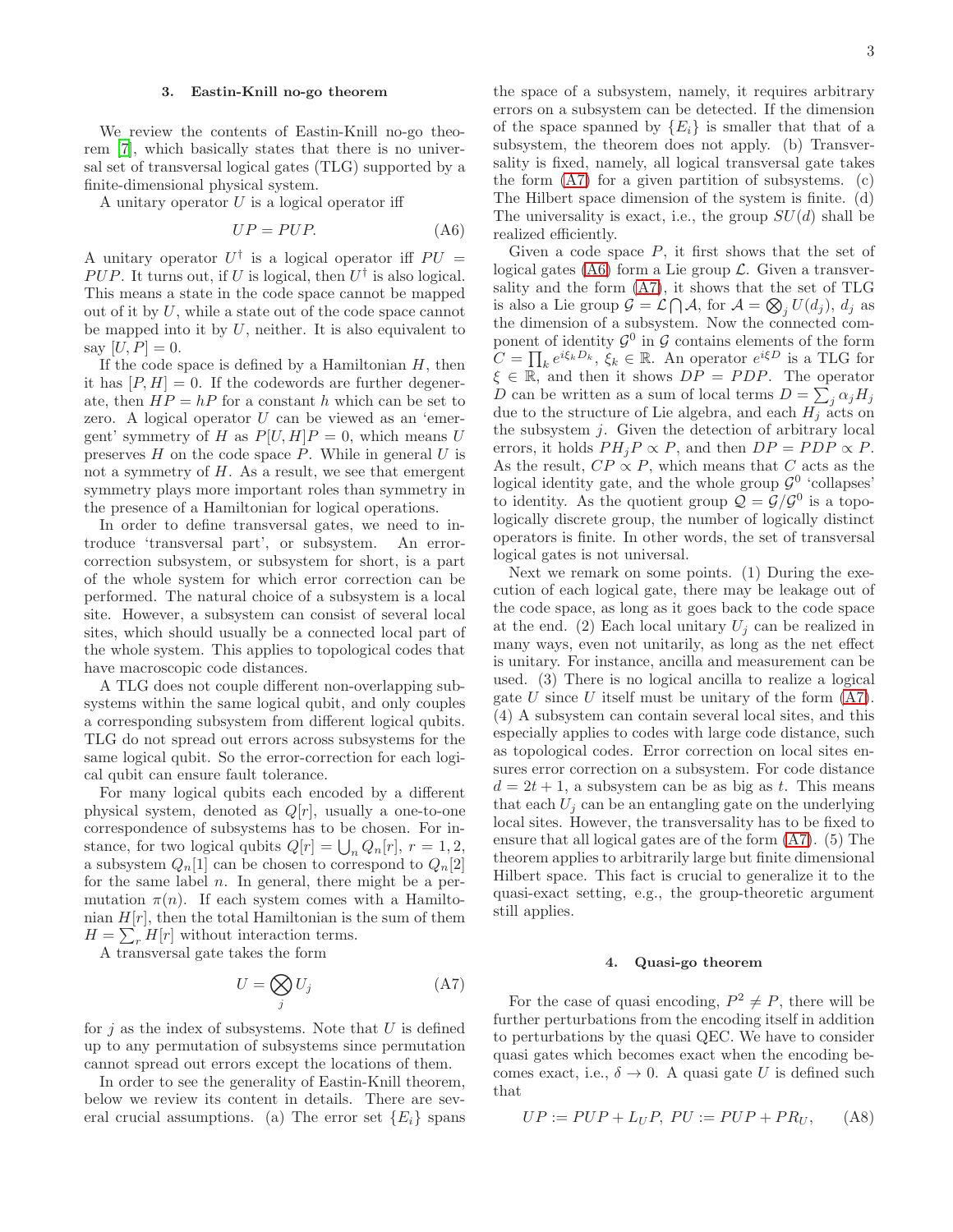### 3. Eastin-Knill no-go theorem

We review the contents of Eastin-Knill no-go theorem [7], which basically states that there is no universal set of transversal logical gates (TLG) supported by a finite-dimensional physical system.

A unitary operator $U$ is a logical operator iff

$$UP = PUP. \tag{A6}$$

A unitary operator $U^\dagger$ is a logical operator iff $PU = PUP$. It turns out, if $U$ is logical, then $U^\dagger$ is also logical. This means a state in the code space cannot be mapped out of it by $U$, while a state out of the code space cannot be mapped into it by $U$, neither. It is also equivalent to say $[U, P] = 0$.

If the code space is defined by a Hamiltonian $H$, then it has $[P, H] = 0$. If the codewords are further degenerate, then $HP = hP$ for a constant $h$ which can be set to zero. A logical operator $U$ can be viewed as an 'emergent' symmetry of $H$ as $P[U, H]P = 0$, which means $U$ preserves $H$ on the code space $P$. While in general $U$ is not a symmetry of $H$. As a result, we see that emergent symmetry plays more important roles than symmetry in the presence of a Hamiltonian for logical operations.

In order to define transversal gates, we need to introduce 'transversal part', or subsystem. An error-correction subsystem, or subsystem for short, is a part of the whole system for which error correction can be performed. The natural choice of a subsystem is a local site. However, a subsystem can consist of several local sites, which should usually be a connected local part of the whole system. This applies to topological codes that have macroscopic code distances.

A TLG does not couple different non-overlapping subsystems within the same logical qubit, and only couples a corresponding subsystem from different logical qubits. TLG do not spread out errors across subsystems for the same logical qubit. So the error-correction for each logical qubit can ensure fault tolerance.

For many logical qubits each encoded by a different physical system, denoted as $Q[r]$, usually a one-to-one correspondence of subsystems has to be chosen. For instance, for two logical qubits $Q[r] = \bigcup_n Q_n[r]$, $r = 1, 2$, a subsystem $Q_n[1]$ can be chosen to correspond to $Q_n[2]$ for the same label $n$. In general, there might be a permutation $\pi(n)$. If each system comes with a Hamiltonian $H[r]$, then the total Hamiltonian is the sum of them $H = \sum_r H[r]$ without interaction terms.

A transversal gate takes the form

$$U = \bigotimes_j U_j \tag{A7}$$

for $j$ as the index of subsystems. Note that $U$ is defined up to any permutation of subsystems since permutation cannot spread out errors except the locations of them.

In order to see the generality of Eastin-Knill theorem, below we review its content in details. There are several crucial assumptions. (a) The error set $\{E_i\}$ spans the space of a subsystem, namely, it requires arbitrary errors on a subsystem can be detected. If the dimension of the space spanned by $\{E_i\}$ is smaller that that of a subsystem, the theorem does not apply. (b) Transversality is fixed, namely, all logical transversal gate takes the form (A7) for a given partition of subsystems. (c) The Hilbert space dimension of the system is finite. (d) The universality is exact, i.e., the group $SU(d)$ shall be realized efficiently.

Given a code space $P$, it first shows that the set of logical gates (A6) form a Lie group $\mathcal{L}$. Given a transversality and the form (A7), it shows that the set of TLG is also a Lie group $\mathcal{G} = \mathcal{L} \bigcap \mathcal{A}$, for $\mathcal{A} = \bigotimes_j U(d_j)$, $d_j$ as the dimension of a subsystem. Now the connected component of identity $\mathcal{G}^0$ in $\mathcal{G}$ contains elements of the form $C = \prod_k e^{i\xi_k D_k}$, $\xi_k \in \mathbb{R}$. An operator $e^{i\xi D}$ is a TLG for $\xi \in \mathbb{R}$, and then it shows $DP = PDP$. The operator $D$ can be written as a sum of local terms $D = \sum_j \alpha_j H_j$ due to the structure of Lie algebra, and each $H_j$ acts on the subsystem $j$. Given the detection of arbitrary local errors, it holds $PH_jP \propto P$, and then $DP = PDP \propto P$. As the result, $CP \propto P$, which means that $C$ acts as the logical identity gate, and the whole group $\mathcal{G}^0$ 'collapses' to identity. As the quotient group $\mathcal{Q} = \mathcal{G}/\mathcal{G}^0$ is a topologically discrete group, the number of logically distinct operators is finite. In other words, the set of transversal logical gates is not universal.

Next we remark on some points. (1) During the execution of each logical gate, there may be leakage out of the code space, as long as it goes back to the code space at the end. (2) Each local unitary $U_j$ can be realized in many ways, even not unitarily, as long as the net effect is unitary. For instance, ancilla and measurement can be used. (3) There is no logical ancilla to realize a logical gate $U$ since $U$ itself must be unitary of the form (A7). (4) A subsystem can contain several local sites, and this especially applies to codes with large code distance, such as topological codes. Error correction on local sites ensures error correction on a subsystem. For code distance $d = 2t + 1$, a subsystem can be as big as $t$. This means that each $U_j$ can be an entangling gate on the underlying local sites. However, the transversality has to be fixed to ensure that all logical gates are of the form (A7). (5) The theorem applies to arbitrarily large but finite dimensional Hilbert space. This fact is crucial to generalize it to the quasi-exact setting, e.g., the group-theoretic argument still applies.

### 4. Quasi-go theorem

For the case of quasi encoding, $P^2 \neq P$, there will be further perturbations from the encoding itself in addition to perturbations by the quasi QEC. We have to consider quasi gates which becomes exact when the encoding becomes exact, i.e., $\delta \to 0$. A quasi gate $U$ is defined such that

$$UP := PUP + L_U P,\; PU := PUP + PR_U, \tag{A8}$$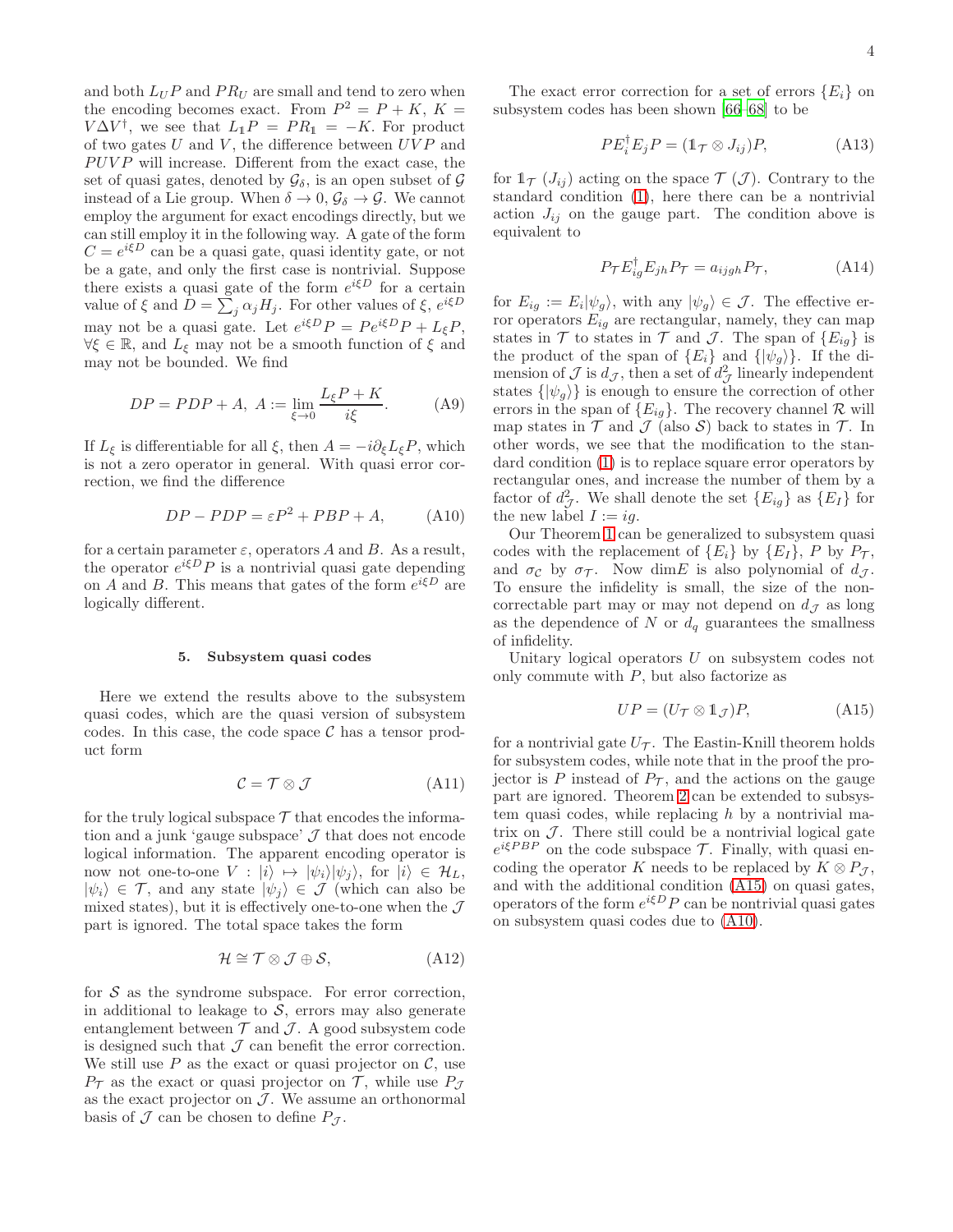and both $L_U P$ and $PR_U$ are small and tend to zero when the encoding becomes exact. From $P^2 = P + K$, $K = V\Delta V^\dagger$, we see that $L_{\mathbb{1}} P = PR_{\mathbb{1}} = -K$. For product of two gates $U$ and $V$, the difference between $UVP$ and $PUVP$ will increase. Different from the exact case, the set of quasi gates, denoted by $\mathcal{G}_\delta$, is an open subset of $\mathcal{G}$ instead of a Lie group. When $\delta \to 0$, $\mathcal{G}_\delta \to \mathcal{G}$. We cannot employ the argument for exact encodings directly, but we can still employ it in the following way. A gate of the form $C = e^{i\xi D}$ can be a quasi gate, quasi identity gate, or not be a gate, and only the first case is nontrivial. Suppose there exists a quasi gate of the form $e^{i\xi D}$ for a certain value of $\xi$ and $D = \sum_j \alpha_j H_j$. For other values of $\xi$, $e^{i\xi D}$ may not be a quasi gate. Let $e^{i\xi D} P = P e^{i\xi D} P + L_\xi P$, $\forall \xi \in \mathbb{R}$, and $L_\xi$ may not be a smooth function of $\xi$ and may not be bounded. We find

$$DP = PDP + A, \; A := \lim_{\xi \to 0} \frac{L_\xi P + K}{i\xi}. \tag{A9}$$

If $L_\xi$ is differentiable for all $\xi$, then $A = -i\partial_\xi L_\xi P$, which is not a zero operator in general. With quasi error correction, we find the difference

$$DP - PDP = \varepsilon P^2 + PBP + A, \tag{A10}$$

for a certain parameter $\varepsilon$, operators $A$ and $B$. As a result, the operator $e^{i\xi D}P$ is a nontrivial quasi gate depending on $A$ and $B$. This means that gates of the form $e^{i\xi D}$ are logically different.

### 5. Subsystem quasi codes

Here we extend the results above to the subsystem quasi codes, which are the quasi version of subsystem codes. In this case, the code space $\mathcal{C}$ has a tensor product form

$$\mathcal{C} = \mathcal{T} \otimes \mathcal{J} \tag{A11}$$

for the truly logical subspace $\mathcal{T}$ that encodes the information and a junk 'gauge subspace' $\mathcal{J}$ that does not encode logical information. The apparent encoding operator is now not one-to-one $V : |i\rangle \mapsto |\psi_i\rangle|\psi_j\rangle$, for $|i\rangle \in \mathcal{H}_L$, $|\psi_i\rangle \in \mathcal{T}$, and any state $|\psi_j\rangle \in \mathcal{J}$ (which can also be mixed states), but it is effectively one-to-one when the $\mathcal{J}$ part is ignored. The total space takes the form

$$\mathcal{H} \cong \mathcal{T} \otimes \mathcal{J} \oplus \mathcal{S}, \tag{A12}$$

for $\mathcal{S}$ as the syndrome subspace. For error correction, in additional to leakage to $\mathcal{S}$, errors may also generate entanglement between $\mathcal{T}$ and $\mathcal{J}$. A good subsystem code is designed such that $\mathcal{J}$ can benefit the error correction. We still use $P$ as the exact or quasi projector on $\mathcal{C}$, use $P_\mathcal{T}$ as the exact or quasi projector on $\mathcal{T}$, while use $P_\mathcal{J}$ as the exact projector on $\mathcal{J}$. We assume an orthonormal basis of $\mathcal{J}$ can be chosen to define $P_\mathcal{J}$.

The exact error correction for a set of errors $\{E_i\}$ on subsystem codes has been shown [66–68] to be

$$PE_i^\dagger E_j P = (\mathbb{1}_\mathcal{T} \otimes J_{ij})P, \tag{A13}$$

for $\mathbb{1}_\mathcal{T}$ ($J_{ij}$) acting on the space $\mathcal{T}$ ($\mathcal{J}$). Contrary to the standard condition (1), here there can be a nontrivial action $J_{ij}$ on the gauge part. The condition above is equivalent to

$$P_\mathcal{T} E_{ig}^\dagger E_{jh} P_\mathcal{T} = a_{ijgh} P_\mathcal{T}, \tag{A14}$$

for $E_{ig} := E_i |\psi_g\rangle$, with any $|\psi_g\rangle \in \mathcal{J}$. The effective error operators $E_{ig}$ are rectangular, namely, they can map states in $\mathcal{T}$ to states in $\mathcal{T}$ and $\mathcal{J}$. The span of $\{E_{ig}\}$ is the product of the span of $\{E_i\}$ and $\{|\psi_g\rangle\}$. If the dimension of $\mathcal{J}$ is $d_\mathcal{J}$, then a set of $d_\mathcal{J}^2$ linearly independent states $\{|\psi_g\rangle\}$ is enough to ensure the correction of other errors in the span of $\{E_{ig}\}$. The recovery channel $\mathcal{R}$ will map states in $\mathcal{T}$ and $\mathcal{J}$ (also $\mathcal{S}$) back to states in $\mathcal{T}$. In other words, we see that the modification to the standard condition (1) is to replace square error operators by rectangular ones, and increase the number of them by a factor of $d_\mathcal{J}^2$. We shall denote the set $\{E_{ig}\}$ as $\{E_I\}$ for the new label $I := ig$.

Our Theorem 1 can be generalized to subsystem quasi codes with the replacement of $\{E_i\}$ by $\{E_I\}$, $P$ by $P_\mathcal{T}$, and $\sigma_\mathcal{C}$ by $\sigma_\mathcal{T}$. Now $\dim E$ is also polynomial of $d_\mathcal{J}$. To ensure the infidelity is small, the size of the non-correctable part may or may not depend on $d_\mathcal{J}$ as long as the dependence of $N$ or $d_q$ guarantees the smallness of infidelity.

Unitary logical operators $U$ on subsystem codes not only commute with $P$, but also factorize as

$$UP = (U_\mathcal{T} \otimes \mathbb{1}_\mathcal{J})P, \tag{A15}$$

for a nontrivial gate $U_\mathcal{T}$. The Eastin-Knill theorem holds for subsystem codes, while note that in the proof the projector is $P$ instead of $P_\mathcal{T}$, and the actions on the gauge part are ignored. Theorem 2 can be extended to subsystem quasi codes, while replacing $h$ by a nontrivial matrix on $\mathcal{J}$. There still could be a nontrivial logical gate $e^{i\xi PBP}$ on the code subspace $\mathcal{T}$. Finally, with quasi encoding the operator $K$ needs to be replaced by $K \otimes P_\mathcal{J}$, and with the additional condition (A15) on quasi gates, operators of the form $e^{i\xi D}P$ can be nontrivial quasi gates on subsystem quasi codes due to (A10).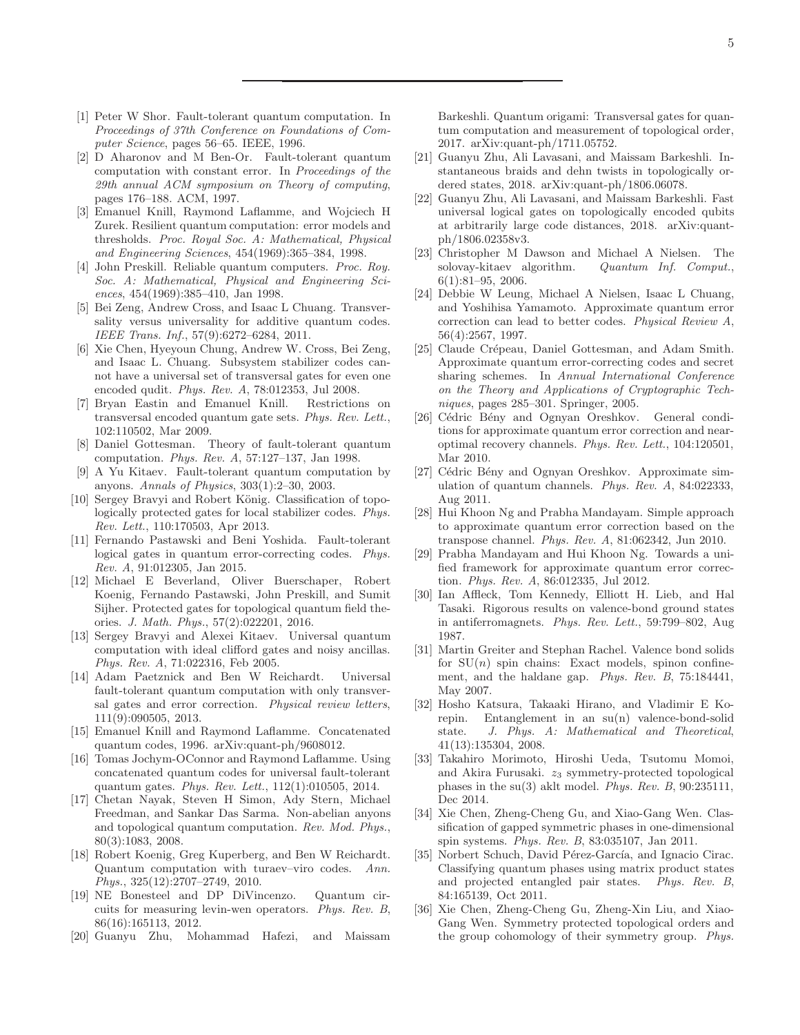[1] Peter W Shor. Fault-tolerant quantum computation. In *Proceedings of 37th Conference on Foundations of Computer Science*, pages 56–65. IEEE, 1996.

[2] D Aharonov and M Ben-Or. Fault-tolerant quantum computation with constant error. In *Proceedings of the 29th annual ACM symposium on Theory of computing*, pages 176–188. ACM, 1997.

[3] Emanuel Knill, Raymond Laflamme, and Wojciech H Zurek. Resilient quantum computation: error models and thresholds. *Proc. Royal Soc. A: Mathematical, Physical and Engineering Sciences*, 454(1969):365–384, 1998.

[4] John Preskill. Reliable quantum computers. *Proc. Roy. Soc. A: Mathematical, Physical and Engineering Sciences*, 454(1969):385–410, Jan 1998.

[5] Bei Zeng, Andrew Cross, and Isaac L Chuang. Transversality versus universality for additive quantum codes. *IEEE Trans. Inf.*, 57(9):6272–6284, 2011.

[6] Xie Chen, Hyeyoun Chung, Andrew W. Cross, Bei Zeng, and Isaac L. Chuang. Subsystem stabilizer codes cannot have a universal set of transversal gates for even one encoded qudit. *Phys. Rev. A*, 78:012353, Jul 2008.

[7] Bryan Eastin and Emanuel Knill. Restrictions on transversal encoded quantum gate sets. *Phys. Rev. Lett.*, 102:110502, Mar 2009.

[8] Daniel Gottesman. Theory of fault-tolerant quantum computation. *Phys. Rev. A*, 57:127–137, Jan 1998.

[9] A Yu Kitaev. Fault-tolerant quantum computation by anyons. *Annals of Physics*, 303(1):2–30, 2003.

[10] Sergey Bravyi and Robert König. Classification of topologically protected gates for local stabilizer codes. *Phys. Rev. Lett.*, 110:170503, Apr 2013.

[11] Fernando Pastawski and Beni Yoshida. Fault-tolerant logical gates in quantum error-correcting codes. *Phys. Rev. A*, 91:012305, Jan 2015.

[12] Michael E Beverland, Oliver Buerschaper, Robert Koenig, Fernando Pastawski, John Preskill, and Sumit Sijher. Protected gates for topological quantum field theories. *J. Math. Phys.*, 57(2):022201, 2016.

[13] Sergey Bravyi and Alexei Kitaev. Universal quantum computation with ideal clifford gates and noisy ancillas. *Phys. Rev. A*, 71:022316, Feb 2005.

[14] Adam Paetznick and Ben W Reichardt. Universal fault-tolerant quantum computation with only transversal gates and error correction. *Physical review letters*, 111(9):090505, 2013.

[15] Emanuel Knill and Raymond Laflamme. Concatenated quantum codes, 1996. arXiv:quant-ph/9608012.

[16] Tomas Jochym-OConnor and Raymond Laflamme. Using concatenated quantum codes for universal fault-tolerant quantum gates. *Phys. Rev. Lett.*, 112(1):010505, 2014.

[17] Chetan Nayak, Steven H Simon, Ady Stern, Michael Freedman, and Sankar Das Sarma. Non-abelian anyons and topological quantum computation. *Rev. Mod. Phys.*, 80(3):1083, 2008.

[18] Robert Koenig, Greg Kuperberg, and Ben W Reichardt. Quantum computation with turaev–viro codes. *Ann. Phys.*, 325(12):2707–2749, 2010.

[19] NE Bonesteel and DP DiVincenzo. Quantum circuits for measuring levin-wen operators. *Phys. Rev. B*, 86(16):165113, 2012.

[20] Guanyu Zhu, Mohammad Hafezi, and Maissam Barkeshli. Quantum origami: Transversal gates for quantum computation and measurement of topological order, 2017. arXiv:quant-ph/1711.05752.

[21] Guanyu Zhu, Ali Lavasani, and Maissam Barkeshli. Instantaneous braids and dehn twists in topologically ordered states, 2018. arXiv:quant-ph/1806.06078.

[22] Guanyu Zhu, Ali Lavasani, and Maissam Barkeshli. Fast universal logical gates on topologically encoded qubits at arbitrarily large code distances, 2018. arXiv:quant-ph/1806.02358v3.

[23] Christopher M Dawson and Michael A Nielsen. The solovay-kitaev algorithm. *Quantum Inf. Comput.*, 6(1):81–95, 2006.

[24] Debbie W Leung, Michael A Nielsen, Isaac L Chuang, and Yoshihisa Yamamoto. Approximate quantum error correction can lead to better codes. *Physical Review A*, 56(4):2567, 1997.

[25] Claude Crépeau, Daniel Gottesman, and Adam Smith. Approximate quantum error-correcting codes and secret sharing schemes. In *Annual International Conference on the Theory and Applications of Cryptographic Techniques*, pages 285–301. Springer, 2005.

[26] Cédric Bény and Ognyan Oreshkov. General conditions for approximate quantum error correction and near-optimal recovery channels. *Phys. Rev. Lett.*, 104:120501, Mar 2010.

[27] Cédric Bény and Ognyan Oreshkov. Approximate simulation of quantum channels. *Phys. Rev. A*, 84:022333, Aug 2011.

[28] Hui Khoon Ng and Prabha Mandayam. Simple approach to approximate quantum error correction based on the transpose channel. *Phys. Rev. A*, 81:062342, Jun 2010.

[29] Prabha Mandayam and Hui Khoon Ng. Towards a unified framework for approximate quantum error correction. *Phys. Rev. A*, 86:012335, Jul 2012.

[30] Ian Affleck, Tom Kennedy, Elliott H. Lieb, and Hal Tasaki. Rigorous results on valence-bond ground states in antiferromagnets. *Phys. Rev. Lett.*, 59:799–802, Aug 1987.

[31] Martin Greiter and Stephan Rachel. Valence bond solids for SU($n$) spin chains: Exact models, spinon confinement, and the haldane gap. *Phys. Rev. B*, 75:184441, May 2007.

[32] Hosho Katsura, Takaaki Hirano, and Vladimir E Korepin. Entanglement in an su(n) valence-bond-solid state. *J. Phys. A: Mathematical and Theoretical*, 41(13):135304, 2008.

[33] Takahiro Morimoto, Hiroshi Ueda, Tsutomu Momoi, and Akira Furusaki. $z_3$ symmetry-protected topological phases in the su(3) aklt model. *Phys. Rev. B*, 90:235111, Dec 2014.

[34] Xie Chen, Zheng-Cheng Gu, and Xiao-Gang Wen. Classification of gapped symmetric phases in one-dimensional spin systems. *Phys. Rev. B*, 83:035107, Jan 2011.

[35] Norbert Schuch, David Pérez-García, and Ignacio Cirac. Classifying quantum phases using matrix product states and projected entangled pair states. *Phys. Rev. B*, 84:165139, Oct 2011.

[36] Xie Chen, Zheng-Cheng Gu, Zheng-Xin Liu, and Xiao-Gang Wen. Symmetry protected topological orders and the group cohomology of their symmetry group. *Phys.*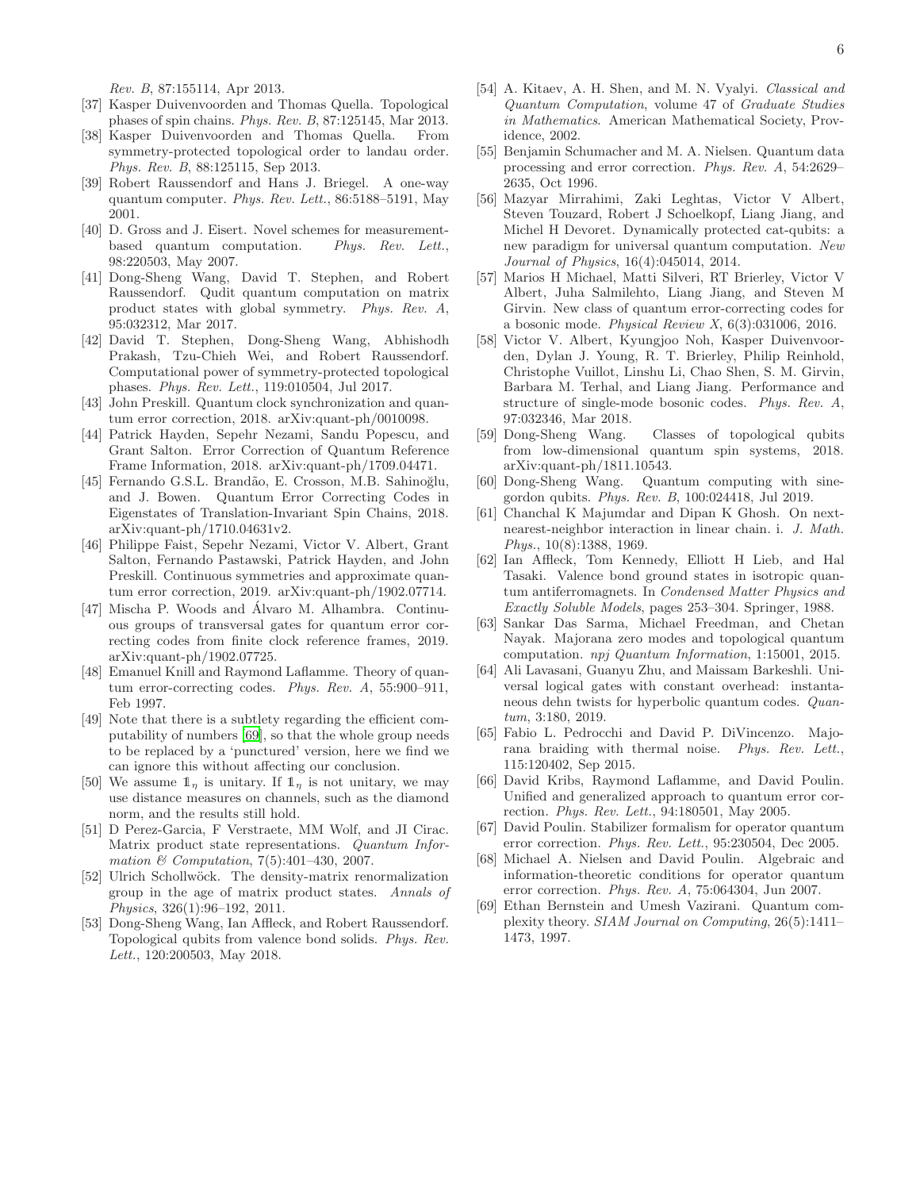*Rev. B*, 87:155114, Apr 2013.

[37] Kasper Duivenvoorden and Thomas Quella. Topological phases of spin chains. *Phys. Rev. B*, 87:125145, Mar 2013.

[38] Kasper Duivenvoorden and Thomas Quella. From symmetry-protected topological order to landau order. *Phys. Rev. B*, 88:125115, Sep 2013.

[39] Robert Raussendorf and Hans J. Briegel. A one-way quantum computer. *Phys. Rev. Lett.*, 86:5188–5191, May 2001.

[40] D. Gross and J. Eisert. Novel schemes for measurement-based quantum computation. *Phys. Rev. Lett.*, 98:220503, May 2007.

[41] Dong-Sheng Wang, David T. Stephen, and Robert Raussendorf. Qudit quantum computation on matrix product states with global symmetry. *Phys. Rev. A*, 95:032312, Mar 2017.

[42] David T. Stephen, Dong-Sheng Wang, Abhishodh Prakash, Tzu-Chieh Wei, and Robert Raussendorf. Computational power of symmetry-protected topological phases. *Phys. Rev. Lett.*, 119:010504, Jul 2017.

[43] John Preskill. Quantum clock synchronization and quantum error correction, 2018. arXiv:quant-ph/0010098.

[44] Patrick Hayden, Sepehr Nezami, Sandu Popescu, and Grant Salton. Error Correction of Quantum Reference Frame Information, 2018. arXiv:quant-ph/1709.04471.

[45] Fernando G.S.L. Brandão, E. Crosson, M.B. Sahinoğlu, and J. Bowen. Quantum Error Correcting Codes in Eigenstates of Translation-Invariant Spin Chains, 2018. arXiv:quant-ph/1710.04631v2.

[46] Philippe Faist, Sepehr Nezami, Victor V. Albert, Grant Salton, Fernando Pastawski, Patrick Hayden, and John Preskill. Continuous symmetries and approximate quantum error correction, 2019. arXiv:quant-ph/1902.07714.

[47] Mischa P. Woods and Álvaro M. Alhambra. Continuous groups of transversal gates for quantum error correcting codes from finite clock reference frames, 2019. arXiv:quant-ph/1902.07725.

[48] Emanuel Knill and Raymond Laflamme. Theory of quantum error-correcting codes. *Phys. Rev. A*, 55:900–911, Feb 1997.

[49] Note that there is a subtlety regarding the efficient computability of numbers [69], so that the whole group needs to be replaced by a 'punctured' version, here we find we can ignore this without affecting our conclusion.

[50] We assume $\mathbb{1}_\eta$ is unitary. If $\mathbb{1}_\eta$ is not unitary, we may use distance measures on channels, such as the diamond norm, and the results still hold.

[51] D Perez-Garcia, F Verstraete, MM Wolf, and JI Cirac. Matrix product state representations. *Quantum Information & Computation*, 7(5):401–430, 2007.

[52] Ulrich Schollwöck. The density-matrix renormalization group in the age of matrix product states. *Annals of Physics*, 326(1):96–192, 2011.

[53] Dong-Sheng Wang, Ian Affleck, and Robert Raussendorf. Topological qubits from valence bond solids. *Phys. Rev. Lett.*, 120:200503, May 2018.

[54] A. Kitaev, A. H. Shen, and M. N. Vyalyi. *Classical and Quantum Computation*, volume 47 of *Graduate Studies in Mathematics*. American Mathematical Society, Providence, 2002.

[55] Benjamin Schumacher and M. A. Nielsen. Quantum data processing and error correction. *Phys. Rev. A*, 54:2629–2635, Oct 1996.

[56] Mazyar Mirrahimi, Zaki Leghtas, Victor V Albert, Steven Touzard, Robert J Schoelkopf, Liang Jiang, and Michel H Devoret. Dynamically protected cat-qubits: a new paradigm for universal quantum computation. *New Journal of Physics*, 16(4):045014, 2014.

[57] Marios H Michael, Matti Silveri, RT Brierley, Victor V Albert, Juha Salmilehto, Liang Jiang, and Steven M Girvin. New class of quantum error-correcting codes for a bosonic mode. *Physical Review X*, 6(3):031006, 2016.

[58] Victor V. Albert, Kyungjoo Noh, Kasper Duivenvoorden, Dylan J. Young, R. T. Brierley, Philip Reinhold, Christophe Vuillot, Linshu Li, Chao Shen, S. M. Girvin, Barbara M. Terhal, and Liang Jiang. Performance and structure of single-mode bosonic codes. *Phys. Rev. A*, 97:032346, Mar 2018.

[59] Dong-Sheng Wang. Classes of topological qubits from low-dimensional quantum spin systems, 2018. arXiv:quant-ph/1811.10543.

[60] Dong-Sheng Wang. Quantum computing with sine-gordon qubits. *Phys. Rev. B*, 100:024418, Jul 2019.

[61] Chanchal K Majumdar and Dipan K Ghosh. On next-nearest-neighbor interaction in linear chain. i. *J. Math. Phys.*, 10(8):1388, 1969.

[62] Ian Affleck, Tom Kennedy, Elliott H Lieb, and Hal Tasaki. Valence bond ground states in isotropic quantum antiferromagnets. In *Condensed Matter Physics and Exactly Soluble Models*, pages 253–304. Springer, 1988.

[63] Sankar Das Sarma, Michael Freedman, and Chetan Nayak. Majorana zero modes and topological quantum computation. *npj Quantum Information*, 1:15001, 2015.

[64] Ali Lavasani, Guanyu Zhu, and Maissam Barkeshli. Universal logical gates with constant overhead: instantaneous dehn twists for hyperbolic quantum codes. *Quantum*, 3:180, 2019.

[65] Fabio L. Pedrocchi and David P. DiVincenzo. Majorana braiding with thermal noise. *Phys. Rev. Lett.*, 115:120402, Sep 2015.

[66] David Kribs, Raymond Laflamme, and David Poulin. Unified and generalized approach to quantum error correction. *Phys. Rev. Lett.*, 94:180501, May 2005.

[67] David Poulin. Stabilizer formalism for operator quantum error correction. *Phys. Rev. Lett.*, 95:230504, Dec 2005.

[68] Michael A. Nielsen and David Poulin. Algebraic and information-theoretic conditions for operator quantum error correction. *Phys. Rev. A*, 75:064304, Jun 2007.

[69] Ethan Bernstein and Umesh Vazirani. Quantum complexity theory. *SIAM Journal on Computing*, 26(5):1411–1473, 1997.